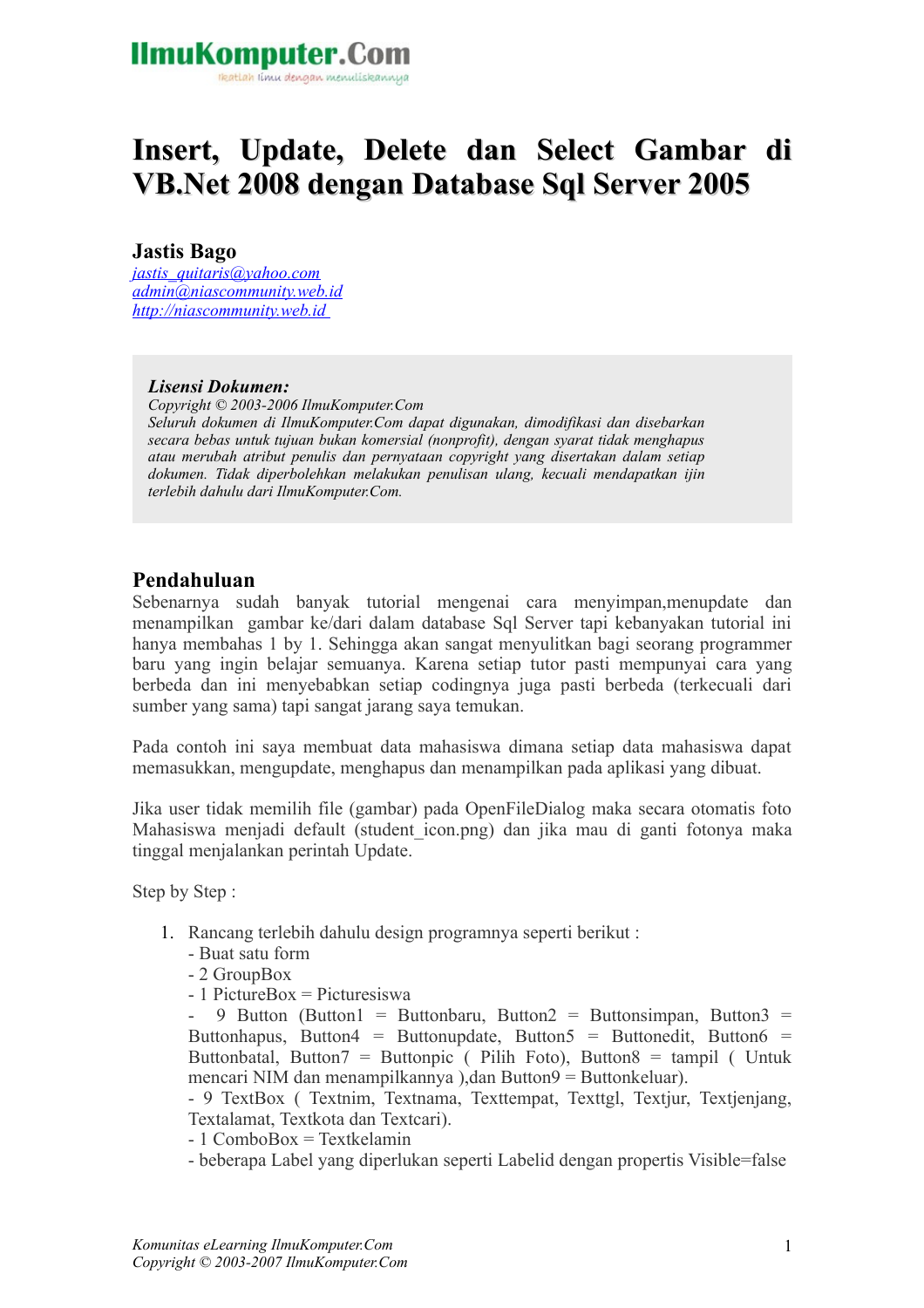IlmuKomputer.Com

*Ikatlah ilmu dengan menuliskannya*

# Insert, Update, Delete dan Select Gambar di VB.Net 2008 dengan Database Sql Server 2005

**Jastis Bago**

*jastis_quitaris@yahoo.com*
*admin@niascommunity.web.id*
*http://niascommunity.web.id*

> ***Lisensi Dokumen:***
> *Copyright © 2003-2006 IlmuKomputer.Com*
> *Seluruh dokumen di IlmuKomputer.Com dapat digunakan, dimodifikasi dan disebarkan secara bebas untuk tujuan bukan komersial (nonprofit), dengan syarat tidak menghapus atau merubah atribut penulis dan pernyataan copyright yang disertakan dalam setiap dokumen. Tidak diperbolehkan melakukan penulisan ulang, kecuali mendapatkan ijin terlebih dahulu dari IlmuKomputer.Com.*

## Pendahuluan

Sebenarnya sudah banyak tutorial mengenai cara menyimpan,menupdate dan menampilkan gambar ke/dari dalam database Sql Server tapi kebanyakan tutorial ini hanya membahas 1 by 1. Sehingga akan sangat menyulitkan bagi seorang programmer baru yang ingin belajar semuanya. Karena setiap tutor pasti mempunyai cara yang berbeda dan ini menyebabkan setiap codingnya juga pasti berbeda (terkecuali dari sumber yang sama) tapi sangat jarang saya temukan.

Pada contoh ini saya membuat data mahasiswa dimana setiap data mahasiswa dapat memasukkan, mengupdate, menghapus dan menampilkan pada aplikasi yang dibuat.

Jika user tidak memilih file (gambar) pada OpenFileDialog maka secara otomatis foto Mahasiswa menjadi default (student_icon.png) dan jika mau di ganti fotonya maka tinggal menjalankan perintah Update.

Step by Step :

1. Rancang terlebih dahulu design programnya seperti berikut :
   - Buat satu form
   - 2 GroupBox
   - 1 PictureBox = Picturesiswa
   - 9 Button (Button1 = Buttonbaru, Button2 = Buttonsimpan, Button3 = Buttonhapus, Button4 = Buttonupdate, Button5 = Buttonedit, Button6 = Buttonbatal, Button7 = Buttonpic ( Pilih Foto), Button8 = tampil ( Untuk mencari NIM dan menampilkannya ),dan Button9 = Buttonkeluar).
   - 9 TextBox ( Textnim, Textnama, Texttempat, Texttgl, Textjur, Textjenjang, Textalamat, Textkota dan Textcari).
   - 1 ComboBox = Textkelamin
   - beberapa Label yang diperlukan seperti Labelid dengan propertis Visible=false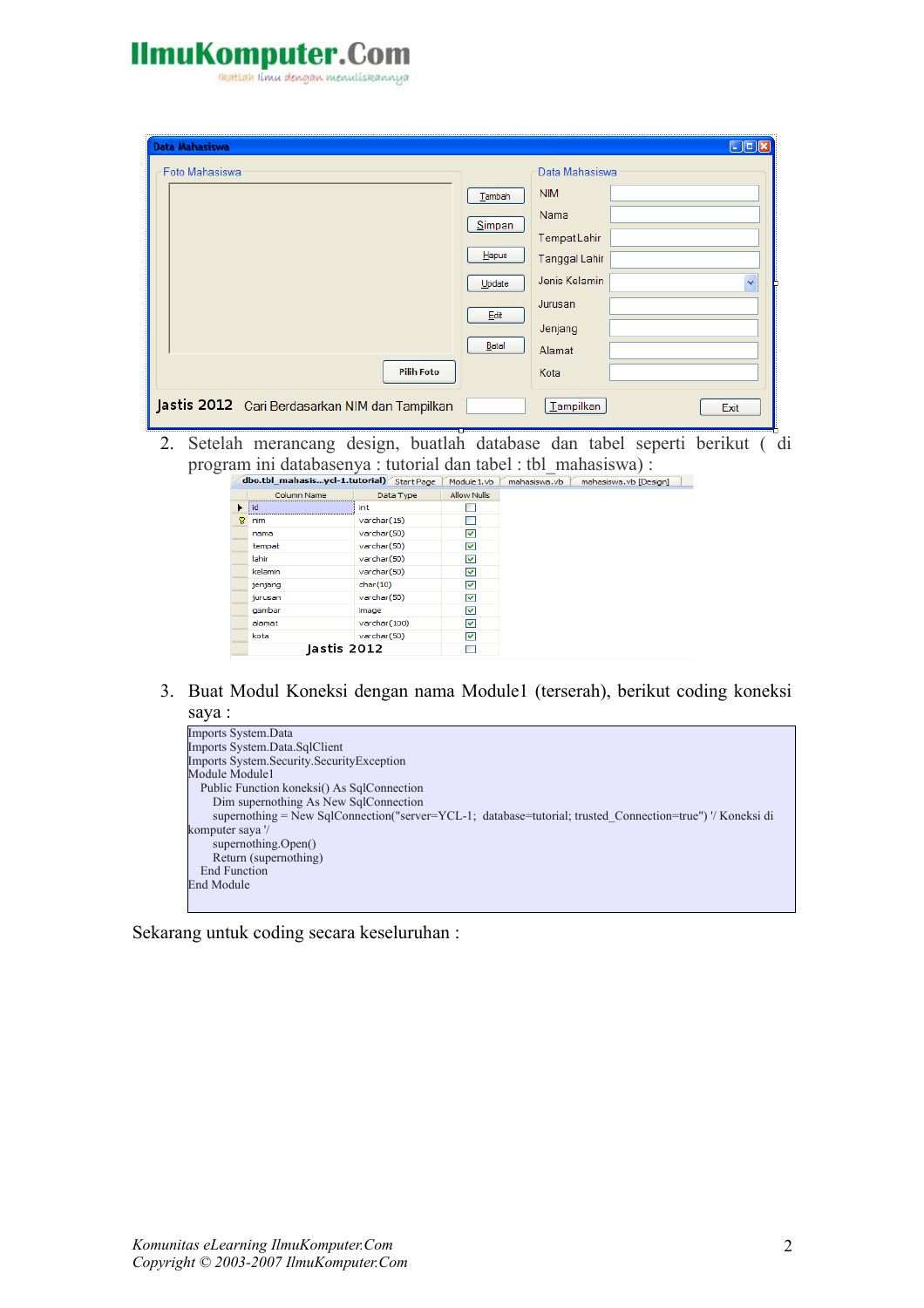2. Setelah merancang design, buatlah database dan tabel seperti berikut ( di program ini databasenya : tutorial dan tabel : tbl_mahasiswa) :

| Column Name | Data Type | Allow Nulls |
|---|---|---|
| id | int | ☐ |
| nim | varchar(15) | ☐ |
| nama | varchar(50) | ☑ |
| tempat | varchar(50) | ☑ |
| lahir | varchar(50) | ☑ |
| kelamin | varchar(50) | ☑ |
| jenjang | char(10) | ☑ |
| jurusan | varchar(50) | ☑ |
| gambar | image | ☑ |
| alamat | varchar(100) | ☑ |
| kota | varchar(50) | ☑ |

3. Buat Modul Koneksi dengan nama Module1 (terserah), berikut coding koneksi saya :

```
Imports System.Data
Imports System.Data.SqlClient
Imports System.Security.SecurityException
Module Module1
    Public Function koneksi() As SqlConnection
        Dim supernothing As New SqlConnection
        supernothing = New SqlConnection("server=YCL-1;  database=tutorial; trusted_Connection=true") '/ Koneksi di komputer saya '/
        supernothing.Open()
        Return (supernothing)
    End Function
End Module
```

Sekarang untuk coding secara keseluruhan :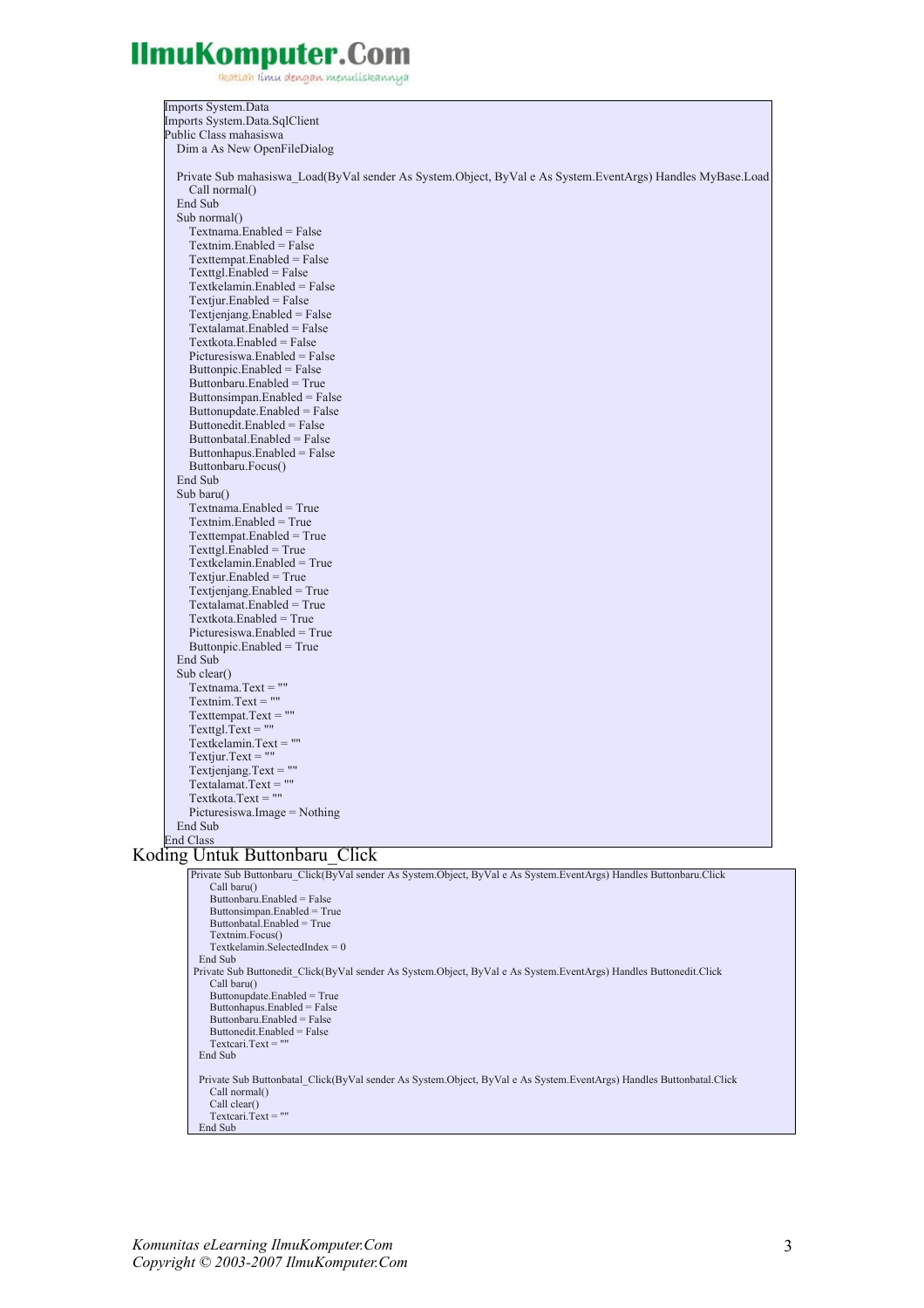```
Imports System.Data
Imports System.Data.SqlClient
Public Class mahasiswa
    Dim a As New OpenFileDialog

    Private Sub mahasiswa_Load(ByVal sender As System.Object, ByVal e As System.EventArgs) Handles MyBase.Load
        Call normal()
    End Sub
    Sub normal()
        Textnama.Enabled = False
        Textnim.Enabled = False
        Texttempat.Enabled = False
        Texttgl.Enabled = False
        Textkelamin.Enabled = False
        Textjur.Enabled = False
        Textjenjang.Enabled = False
        Textalamat.Enabled = False
        Textkota.Enabled = False
        Picturesiswa.Enabled = False
        Buttonpic.Enabled = False
        Buttonbaru.Enabled = True
        Buttonsimpan.Enabled = False
        Buttonupdate.Enabled = False
        Buttonedit.Enabled = False
        Buttonbatal.Enabled = False
        Buttonhapus.Enabled = False
        Buttonbaru.Focus()
    End Sub
    Sub baru()
        Textnama.Enabled = True
        Textnim.Enabled = True
        Texttempat.Enabled = True
        Texttgl.Enabled = True
        Textkelamin.Enabled = True
        Textjur.Enabled = True
        Textjenjang.Enabled = True
        Textalamat.Enabled = True
        Textkota.Enabled = True
        Picturesiswa.Enabled = True
        Buttonpic.Enabled = True
    End Sub
    Sub clear()
        Textnama.Text = ""
        Textnim.Text = ""
        Texttempat.Text = ""
        Texttgl.Text = ""
        Textkelamin.Text = ""
        Textjur.Text = ""
        Textjenjang.Text = ""
        Textalamat.Text = ""
        Textkota.Text = ""
        Picturesiswa.Image = Nothing
    End Sub
End Class
```

Koding Untuk Buttonbaru_Click

```
Private Sub Buttonbaru_Click(ByVal sender As System.Object, ByVal e As System.EventArgs) Handles Buttonbaru.Click
        Call baru()
        Buttonbaru.Enabled = False
        Buttonsimpan.Enabled = True
        Buttonbatal.Enabled = True
        Textnim.Focus()
        Textkelamin.SelectedIndex = 0
    End Sub
 Private Sub Buttonedit_Click(ByVal sender As System.Object, ByVal e As System.EventArgs) Handles Buttonedit.Click
        Call baru()
        Buttonupdate.Enabled = True
        Buttonhapus.Enabled = False
        Buttonbaru.Enabled = False
        Buttonedit.Enabled = False
        Textcari.Text = ""
    End Sub

    Private Sub Buttonbatal_Click(ByVal sender As System.Object, ByVal e As System.EventArgs) Handles Buttonbatal.Click
        Call normal()
        Call clear()
        Textcari.Text = ""
    End Sub
```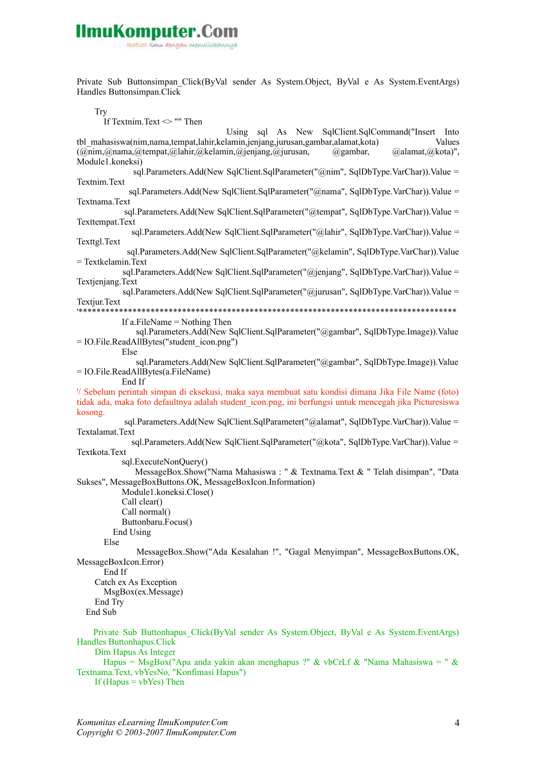```
Private Sub Buttonsimpan_Click(ByVal sender As System.Object, ByVal e As System.EventArgs) Handles Buttonsimpan.Click

    Try
        If Textnim.Text <> "" Then
            Using sql As New SqlClient.SqlCommand("Insert Into tbl_mahasiswa(nim,nama,tempat,lahir,kelamin,jenjang,jurusan,gambar,alamat,kota) Values (@nim,@nama,@tempat,@lahir,@kelamin,@jenjang,@jurusan, @gambar, @alamat,@kota)", Module1.koneksi)
                sql.Parameters.Add(New SqlClient.SqlParameter("@nim", SqlDbType.VarChar)).Value = Textnim.Text
                sql.Parameters.Add(New SqlClient.SqlParameter("@nama", SqlDbType.VarChar)).Value = Textnama.Text
                sql.Parameters.Add(New SqlClient.SqlParameter("@tempat", SqlDbType.VarChar)).Value = Texttempat.Text
                sql.Parameters.Add(New SqlClient.SqlParameter("@lahir", SqlDbType.VarChar)).Value = Texttgl.Text
                sql.Parameters.Add(New SqlClient.SqlParameter("@kelamin", SqlDbType.VarChar)).Value = Textkelamin.Text
                sql.Parameters.Add(New SqlClient.SqlParameter("@jenjang", SqlDbType.VarChar)).Value = Textjenjang.Text
                sql.Parameters.Add(New SqlClient.SqlParameter("@jurusan", SqlDbType.VarChar)).Value = Textjur.Text
'*************************************************************************************
                If a.FileName = Nothing Then
                    sql.Parameters.Add(New SqlClient.SqlParameter("@gambar", SqlDbType.Image)).Value = IO.File.ReadAllBytes("student_icon.png")
                Else
                    sql.Parameters.Add(New SqlClient.SqlParameter("@gambar", SqlDbType.Image)).Value = IO.File.ReadAllBytes(a.FileName)
                End If
'/ Sebelum perintah simpan di eksekusi, maka saya membuat satu kondisi dimana Jika File Name (foto) tidak ada, maka foto defaultnya adalah student_icon.png, ini berfungsi untuk mencegah jika Picturesiswa kosong.
                sql.Parameters.Add(New SqlClient.SqlParameter("@alamat", SqlDbType.VarChar)).Value = Textalamat.Text
                sql.Parameters.Add(New SqlClient.SqlParameter("@kota", SqlDbType.VarChar)).Value = Textkota.Text
                sql.ExecuteNonQuery()
                    MessageBox.Show("Nama Mahasiswa : " & Textnama.Text & " Telah disimpan", "Data Sukses", MessageBoxButtons.OK, MessageBoxIcon.Information)
                Module1.koneksi.Close()
                Call clear()
                Call normal()
                Buttonbaru.Focus()
            End Using
        Else
                MessageBox.Show("Ada Kesalahan !", "Gagal Menyimpan", MessageBoxButtons.OK, MessageBoxIcon.Error)
        End If
    Catch ex As Exception
        MsgBox(ex.Message)
    End Try
End Sub

    Private Sub Buttonhapus_Click(ByVal sender As System.Object, ByVal e As System.EventArgs) Handles Buttonhapus.Click
    Dim Hapus As Integer
        Hapus = MsgBox("Apa anda yakin akan menghapus ?" & vbCrLf & "Nama Mahasiswa = " & Textnama.Text, vbYesNo, "Konfimasi Hapus")
    If (Hapus = vbYes) Then
```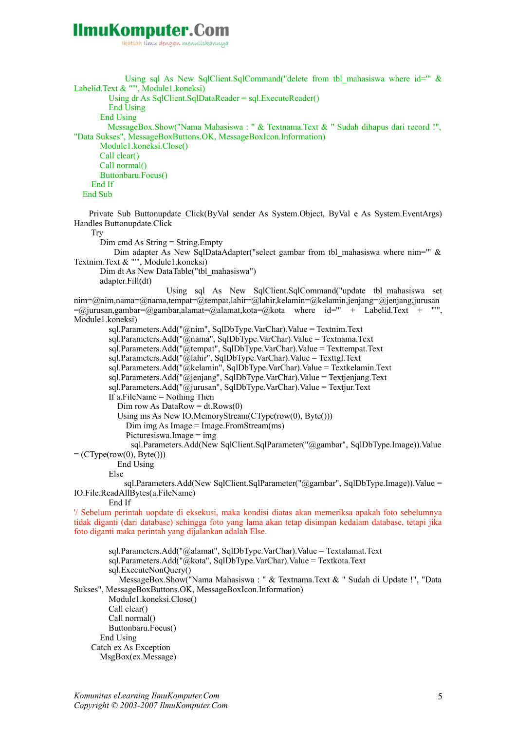```
            Using sql As New SqlClient.SqlCommand("delete from tbl_mahasiswa where id='" & Labelid.Text & "'", Module1.koneksi)
                Using dr As SqlClient.SqlDataReader = sql.ExecuteReader()
                End Using
            End Using
            MessageBox.Show("Nama Mahasiswa : " & Textnama.Text & " Sudah dihapus dari record !", "Data Sukses", MessageBoxButtons.OK, MessageBoxIcon.Information)
            Module1.koneksi.Close()
            Call clear()
            Call normal()
            Buttonbaru.Focus()
        End If
    End Sub

    Private Sub Buttonupdate_Click(ByVal sender As System.Object, ByVal e As System.EventArgs) Handles Buttonupdate.Click
        Try
            Dim cmd As String = String.Empty
            Dim adapter As New SqlDataAdapter("select gambar from tbl_mahasiswa where nim='" & Textnim.Text & "'", Module1.koneksi)
            Dim dt As New DataTable("tbl_mahasiswa")
            adapter.Fill(dt)
            Using sql As New SqlClient.SqlCommand("update tbl_mahasiswa set nim=@nim,nama=@nama,tempat=@tempat,lahir=@lahir,kelamin=@kelamin,jenjang=@jenjang,jurusan=@jurusan,gambar=@gambar,alamat=@alamat,kota=@kota where id='" + Labelid.Text + "'", Module1.koneksi)
                sql.Parameters.Add("@nim", SqlDbType.VarChar).Value = Textnim.Text
                sql.Parameters.Add("@nama", SqlDbType.VarChar).Value = Textnama.Text
                sql.Parameters.Add("@tempat", SqlDbType.VarChar).Value = Texttempat.Text
                sql.Parameters.Add("@lahir", SqlDbType.VarChar).Value = Texttgl.Text
                sql.Parameters.Add("@kelamin", SqlDbType.VarChar).Value = Textkelamin.Text
                sql.Parameters.Add("@jenjang", SqlDbType.VarChar).Value = Textjenjang.Text
                sql.Parameters.Add("@jurusan", SqlDbType.VarChar).Value = Textjur.Text
                If a.FileName = Nothing Then
                    Dim row As DataRow = dt.Rows(0)
                    Using ms As New IO.MemoryStream(CType(row(0), Byte()))
                        Dim img As Image = Image.FromStream(ms)
                        Picturesiswa.Image = img
                        sql.Parameters.Add(New SqlClient.SqlParameter("@gambar", SqlDbType.Image)).Value = (CType(row(0), Byte()))
                    End Using
                Else
                    sql.Parameters.Add(New SqlClient.SqlParameter("@gambar", SqlDbType.Image)).Value = IO.File.ReadAllBytes(a.FileName)
                End If
'/ Sebelum perintah uopdate di eksekusi, maka kondisi diatas akan memeriksa apakah foto sebelumnya tidak diganti (dari database) sehingga foto yang lama akan tetap disimpan kedalam database, tetapi jika foto diganti maka perintah yang dijalankan adalah Else.

                sql.Parameters.Add("@alamat", SqlDbType.VarChar).Value = Textalamat.Text
                sql.Parameters.Add("@kota", SqlDbType.VarChar).Value = Textkota.Text
                sql.ExecuteNonQuery()
                MessageBox.Show("Nama Mahasiswa : " & Textnama.Text & " Sudah di Update !", "Data Sukses", MessageBoxButtons.OK, MessageBoxIcon.Information)
                Module1.koneksi.Close()
                Call clear()
                Call normal()
                Buttonbaru.Focus()
            End Using
        Catch ex As Exception
            MsgBox(ex.Message)
```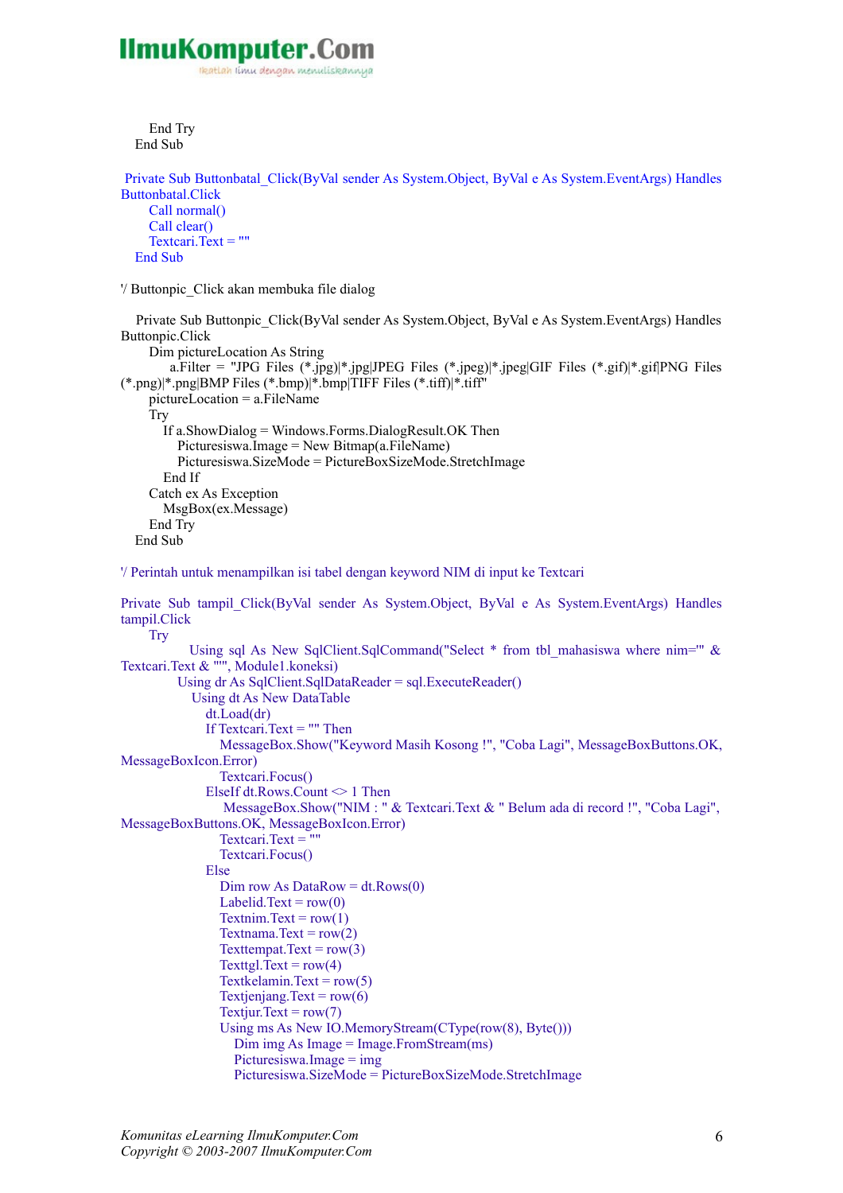```
        End Try
    End Sub
```

```
 Private Sub Buttonbatal_Click(ByVal sender As System.Object, ByVal e As System.EventArgs) Handles Buttonbatal.Click
        Call normal()
        Call clear()
        Textcari.Text = ""
    End Sub
```

'/ Buttonpic_Click akan membuka file dialog

```
    Private Sub Buttonpic_Click(ByVal sender As System.Object, ByVal e As System.EventArgs) Handles Buttonpic.Click
        Dim pictureLocation As String
            a.Filter = "JPG Files (*.jpg)|*.jpg|JPEG Files (*.jpeg)|*.jpeg|GIF Files (*.gif)|*.gif|PNG Files (*.png)|*.png|BMP Files (*.bmp)|*.bmp|TIFF Files (*.tiff)|*.tiff"
        pictureLocation = a.FileName
        Try
            If a.ShowDialog = Windows.Forms.DialogResult.OK Then
                Picturesiswa.Image = New Bitmap(a.FileName)
                Picturesiswa.SizeMode = PictureBoxSizeMode.StretchImage
            End If
        Catch ex As Exception
            MsgBox(ex.Message)
        End Try
    End Sub
```

'/ Perintah untuk menampilkan isi tabel dengan keyword NIM di input ke Textcari

```
Private Sub tampil_Click(ByVal sender As System.Object, ByVal e As System.EventArgs) Handles tampil.Click
        Try
            Using sql As New SqlClient.SqlCommand("Select * from tbl_mahasiswa where nim='" & Textcari.Text & "'", Module1.koneksi)
                Using dr As SqlClient.SqlDataReader = sql.ExecuteReader()
                    Using dt As New DataTable
                        dt.Load(dr)
                        If Textcari.Text = "" Then
                            MessageBox.Show("Keyword Masih Kosong !", "Coba Lagi", MessageBoxButtons.OK, MessageBoxIcon.Error)
                            Textcari.Focus()
                        ElseIf dt.Rows.Count <> 1 Then
                            MessageBox.Show("NIM : " & Textcari.Text & " Belum ada di record !", "Coba Lagi", MessageBoxButtons.OK, MessageBoxIcon.Error)
                            Textcari.Text = ""
                            Textcari.Focus()
                        Else
                            Dim row As DataRow = dt.Rows(0)
                            Labelid.Text = row(0)
                            Textnim.Text = row(1)
                            Textnama.Text = row(2)
                            Texttempat.Text = row(3)
                            Texttgl.Text = row(4)
                            Textkelamin.Text = row(5)
                            Textjenjang.Text = row(6)
                            Textjur.Text = row(7)
                            Using ms As New IO.MemoryStream(CType(row(8), Byte()))
                                Dim img As Image = Image.FromStream(ms)
                                Picturesiswa.Image = img
                                Picturesiswa.SizeMode = PictureBoxSizeMode.StretchImage
```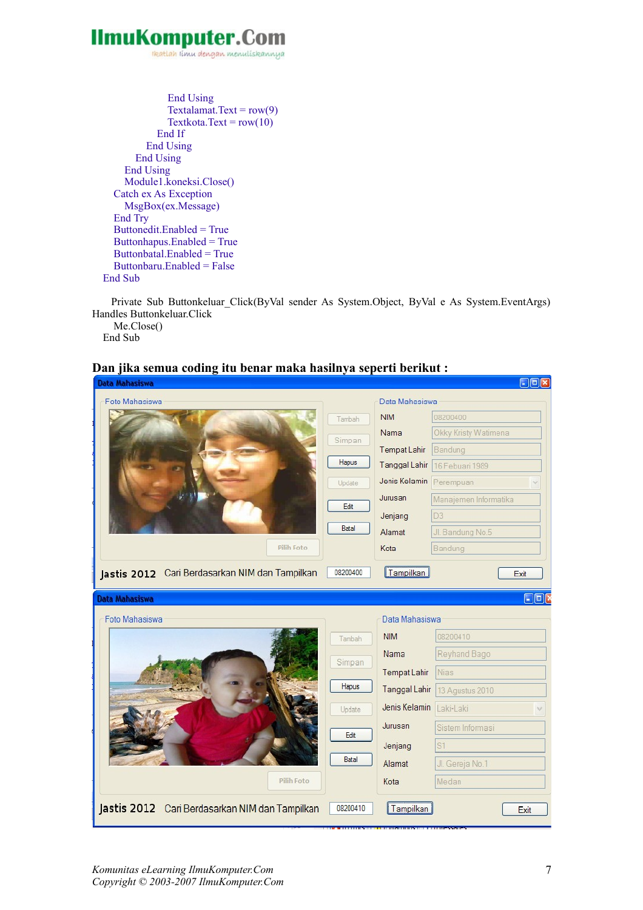```
                End Using
                Textalamat.Text = row(9)
                Textkota.Text = row(10)
              End If
            End Using
          End Using
        End Using
        Module1.koneksi.Close()
      Catch ex As Exception
        MsgBox(ex.Message)
      End Try
      Buttonedit.Enabled = True
      Buttonhapus.Enabled = True
      Buttonbatal.Enabled = True
      Buttonbaru.Enabled = False
    End Sub

    Private Sub Buttonkeluar_Click(ByVal sender As System.Object, ByVal e As System.EventArgs)
Handles Buttonkeluar.Click
      Me.Close()
    End Sub
```

**Dan jika semua coding itu benar maka hasilnya seperti berikut :**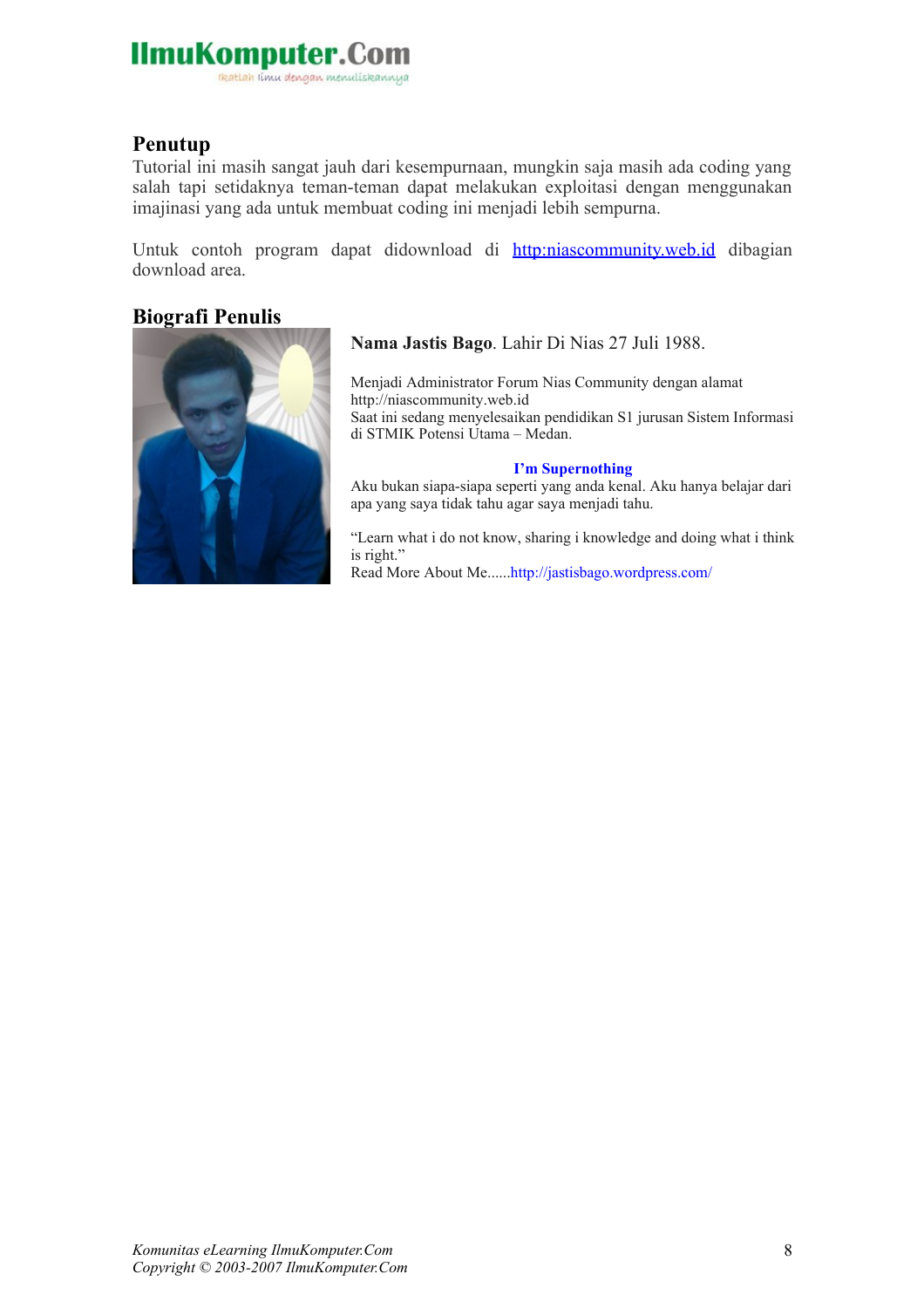## Penutup

Tutorial ini masih sangat jauh dari kesempurnaan, mungkin saja masih ada coding yang salah tapi setidaknya teman-teman dapat melakukan exploitasi dengan menggunakan imajinasi yang ada untuk membuat coding ini menjadi lebih sempurna.

Untuk contoh program dapat didownload di http:niascommunity.web.id dibagian download area.

## Biografi Penulis

**Nama Jastis Bago**. Lahir Di Nias 27 Juli 1988.

Menjadi Administrator Forum Nias Community dengan alamat http://niascommunity.web.id
Saat ini sedang menyelesaikan pendidikan S1 jurusan Sistem Informasi di STMIK Potensi Utama – Medan.

**I'm Supernothing**

Aku bukan siapa-siapa seperti yang anda kenal. Aku hanya belajar dari apa yang saya tidak tahu agar saya menjadi tahu.

"Learn what i do not know, sharing i knowledge and doing what i think is right."
Read More About Me......http://jastisbago.wordpress.com/